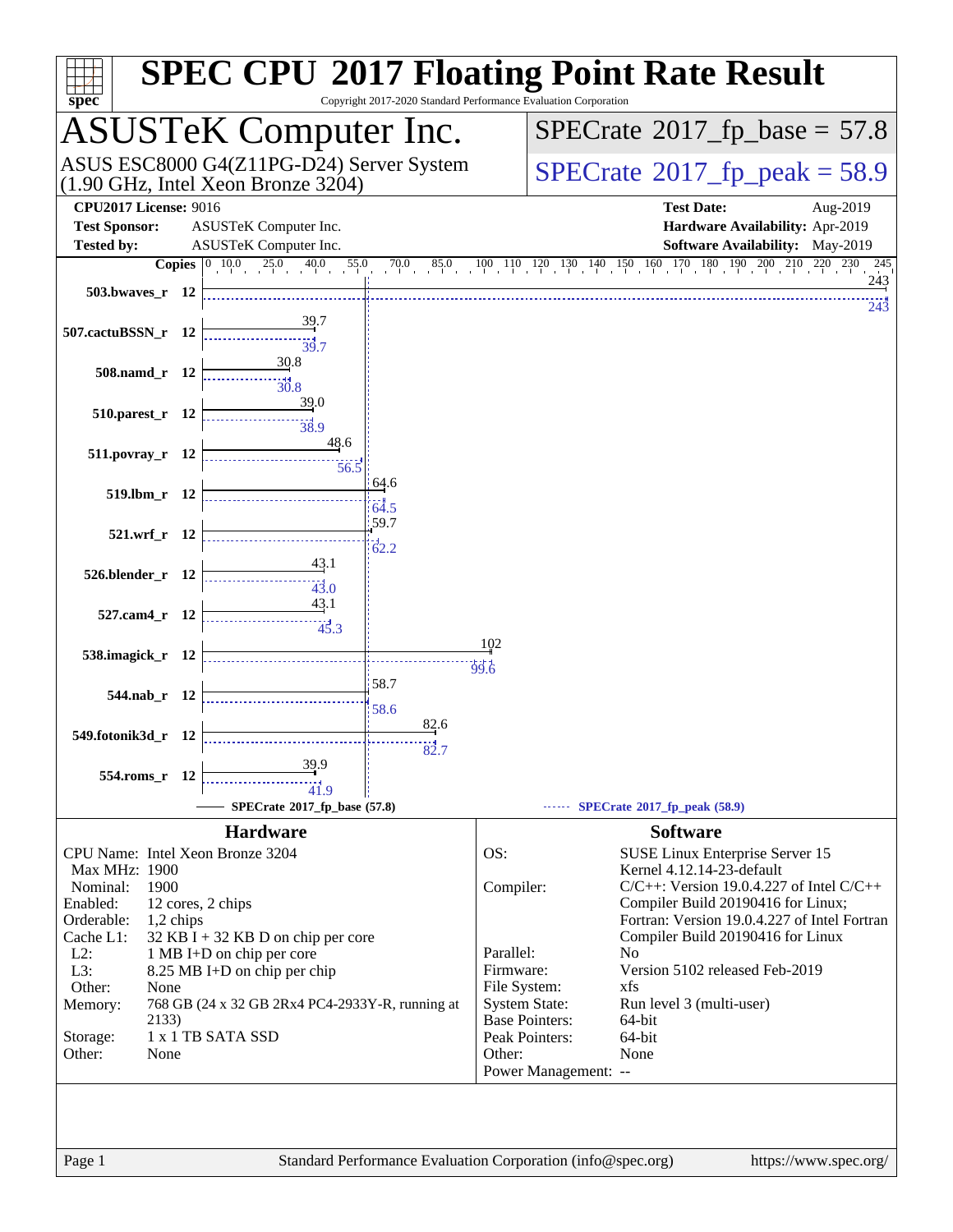# SPEC CPU 2017 Floating Point Rate Result

Copyright 2017-2020 Standard Performance Evaluation Corporation

## ASUSTeK Computer Inc.

ASUS ESC8000 G4(Z11PG-D24) Server System (1.90 GHz, Intel Xeon Bronze 3204)

SPECrate 2017_fp_base = 57.8

SPECrate 2017_fp_peak = 58.9

| | | | |
|---|---|---|---|
| **CPU2017 License:** | 9016 | **Test Date:** | Aug-2019 |
| **Test Sponsor:** | ASUSTeK Computer Inc. | **Hardware Availability:** | Apr-2019 |
| **Tested by:** | ASUSTeK Computer Inc. | **Software Availability:** | May-2019 |

| Benchmark | Copies | Base | Peak |
|---|---|---|---|
| 503.bwaves_r | 12 | 243 | 243 |
| 507.cactuBSSN_r | 12 | 39.7 | 39.7 |
| 508.namd_r | 12 | 30.8 | 30.8 |
| 510.parest_r | 12 | 39.0 | 38.9 |
| 511.povray_r | 12 | 48.6 | 56.5 |
| 519.lbm_r | 12 | 64.6 | 64.5 |
| 521.wrf_r | 12 | 59.7 | 62.2 |
| 526.blender_r | 12 | 43.1 | 43.0 |
| 527.cam4_r | 12 | 43.1 | 45.3 |
| 538.imagick_r | 12 | 102 | 99.6 |
| 544.nab_r | 12 | 58.7 | 58.6 |
| 549.fotonik3d_r | 12 | 82.6 | 82.7 |
| 554.roms_r | 12 | 39.9 | 41.9 |

SPECrate 2017_fp_base (57.8) — SPECrate 2017_fp_peak (58.9)

## Hardware

| | |
|---|---|
| CPU Name: | Intel Xeon Bronze 3204 |
| Max MHz: | 1900 |
| Nominal: | 1900 |
| Enabled: | 12 cores, 2 chips |
| Orderable: | 1,2 chips |
| Cache L1: | 32 KB I + 32 KB D on chip per core |
| L2: | 1 MB I+D on chip per core |
| L3: | 8.25 MB I+D on chip per chip |
| Other: | None |
| Memory: | 768 GB (24 x 32 GB 2Rx4 PC4-2933Y-R, running at 2133) |
| Storage: | 1 x 1 TB SATA SSD |
| Other: | None |

## Software

| | |
|---|---|
| OS: | SUSE Linux Enterprise Server 15 Kernel 4.12.14-23-default |
| Compiler: | C/C++: Version 19.0.4.227 of Intel C/C++ Compiler Build 20190416 for Linux; Fortran: Version 19.0.4.227 of Intel Fortran Compiler Build 20190416 for Linux |
| Parallel: | No |
| Firmware: | Version 5102 released Feb-2019 |
| File System: | xfs |
| System State: | Run level 3 (multi-user) |
| Base Pointers: | 64-bit |
| Peak Pointers: | 64-bit |
| Other: | None |
| Power Management: | -- |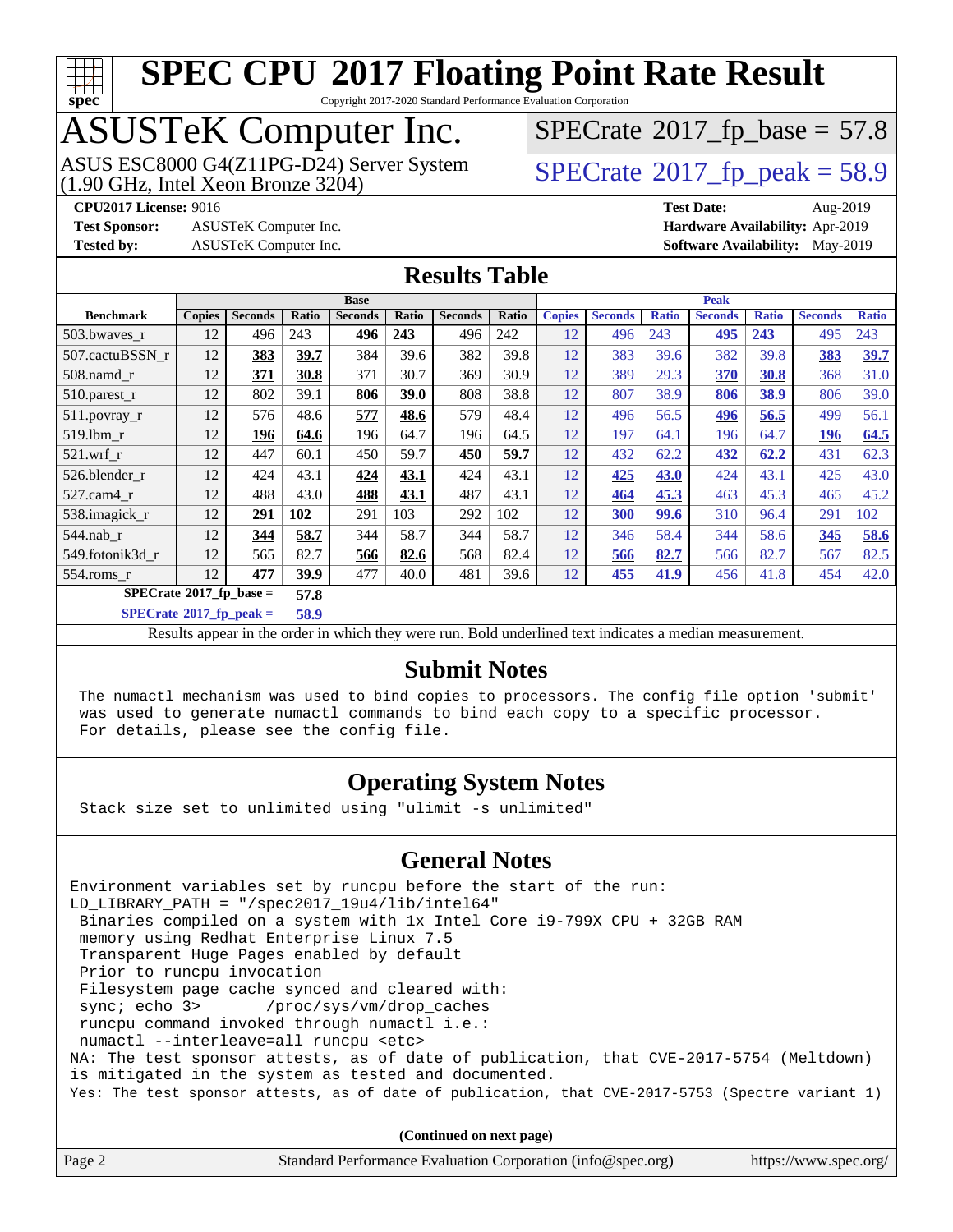# SPEC CPU 2017 Floating Point Rate Result

Copyright 2017-2020 Standard Performance Evaluation Corporation

# ASUSTeK Computer Inc.

ASUS ESC8000 G4(Z11PG-D24) Server System
(1.90 GHz, Intel Xeon Bronze 3204)

SPECrate 2017_fp_base = 57.8

SPECrate 2017_fp_peak = 58.9

**CPU2017 License:** 9016
**Test Sponsor:** ASUSTeK Computer Inc.
**Tested by:** ASUSTeK Computer Inc.

**Test Date:** Aug-2019
**Hardware Availability:** Apr-2019
**Software Availability:** May-2019

## Results Table

| | Base | | | | | | | Peak | | | | | | |
|---|---|---|---|---|---|---|---|---|---|---|---|---|---|---|
| **Benchmark** | **Copies** | **Seconds** | **Ratio** | **Seconds** | **Ratio** | **Seconds** | **Ratio** | **Copies** | **Seconds** | **Ratio** | **Seconds** | **Ratio** | **Seconds** | **Ratio** |
| 503.bwaves_r | 12 | 496 | 243 | **496** | **243** | 496 | 242 | 12 | 496 | 243 | **495** | **243** | 495 | 243 |
| 507.cactuBSSN_r | 12 | **383** | **39.7** | 384 | 39.6 | 382 | 39.8 | 12 | 383 | 39.6 | 382 | 39.8 | **383** | **39.7** |
| 508.namd_r | 12 | **371** | **30.8** | 371 | 30.7 | 369 | 30.9 | 12 | 389 | 29.3 | **370** | **30.8** | 368 | 31.0 |
| 510.parest_r | 12 | 802 | 39.1 | **806** | **39.0** | 808 | 38.8 | 12 | 807 | 38.9 | **806** | **38.9** | 806 | 39.0 |
| 511.povray_r | 12 | 576 | 48.6 | **577** | **48.6** | 579 | 48.4 | 12 | 496 | 56.5 | **496** | **56.5** | 499 | 56.1 |
| 519.lbm_r | 12 | **196** | **64.6** | 196 | 64.7 | 196 | 64.5 | 12 | 197 | 64.1 | 196 | 64.7 | **196** | **64.5** |
| 521.wrf_r | 12 | 447 | 60.1 | 450 | 59.7 | **450** | **59.7** | 12 | 432 | 62.2 | **432** | **62.2** | 431 | 62.3 |
| 526.blender_r | 12 | 424 | 43.1 | **424** | **43.1** | 424 | 43.1 | 12 | **425** | **43.0** | 424 | 43.1 | 425 | 43.0 |
| 527.cam4_r | 12 | 488 | 43.0 | **488** | **43.1** | 487 | 43.1 | 12 | **464** | **45.3** | 463 | 45.3 | 465 | 45.2 |
| 538.imagick_r | 12 | **291** | **102** | 291 | 103 | 292 | 102 | 12 | **300** | **99.6** | 310 | 96.4 | 291 | 102 |
| 544.nab_r | 12 | **344** | **58.7** | 344 | 58.7 | 344 | 58.7 | 12 | 346 | 58.4 | 344 | 58.6 | **345** | **58.6** |
| 549.fotonik3d_r | 12 | 565 | 82.7 | **566** | **82.6** | 568 | 82.4 | 12 | **566** | **82.7** | 566 | 82.7 | 567 | 82.5 |
| 554.roms_r | 12 | **477** | **39.9** | 477 | 40.0 | 481 | 39.6 | 12 | **455** | **41.9** | 456 | 41.8 | 454 | 42.0 |

**SPECrate 2017_fp_base = 57.8**

**SPECrate 2017_fp_peak = 58.9**

Results appear in the order in which they were run. Bold underlined text indicates a median measurement.

## Submit Notes

```
The numactl mechanism was used to bind copies to processors. The config file option 'submit'
was used to generate numactl commands to bind each copy to a specific processor.
For details, please see the config file.
```

## Operating System Notes

```
Stack size set to unlimited using "ulimit -s unlimited"
```

## General Notes

```
Environment variables set by runcpu before the start of the run:
LD_LIBRARY_PATH = "/spec2017_19u4/lib/intel64"
 Binaries compiled on a system with 1x Intel Core i9-799X CPU + 32GB RAM
 memory using Redhat Enterprise Linux 7.5
 Transparent Huge Pages enabled by default
 Prior to runcpu invocation
 Filesystem page cache synced and cleared with:
 sync; echo 3>       /proc/sys/vm/drop_caches
 runcpu command invoked through numactl i.e.:
 numactl --interleave=all runcpu <etc>
NA: The test sponsor attests, as of date of publication, that CVE-2017-5754 (Meltdown)
is mitigated in the system as tested and documented.
Yes: The test sponsor attests, as of date of publication, that CVE-2017-5753 (Spectre variant 1)
```

**(Continued on next page)**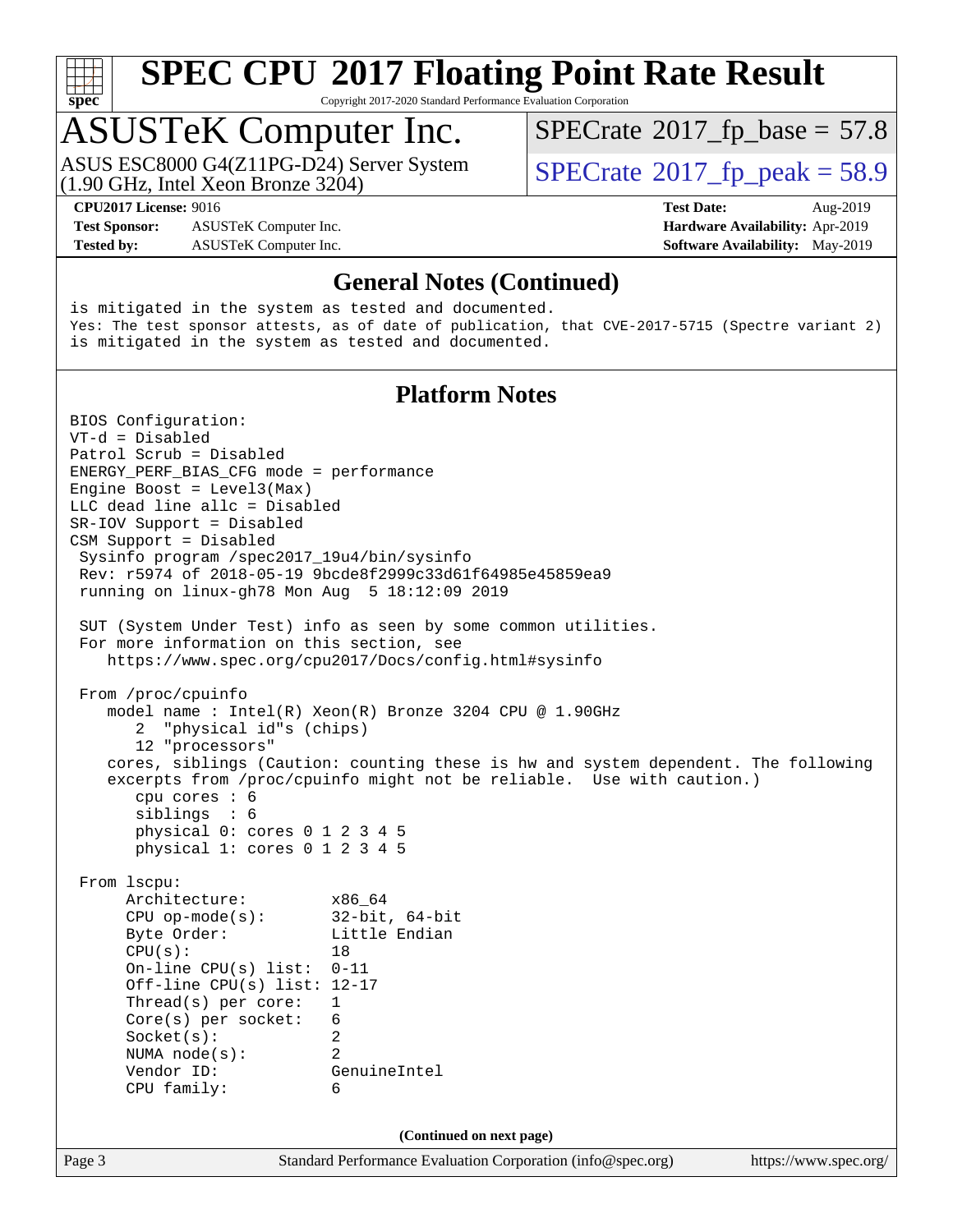## General Notes (Continued)

```
is mitigated in the system as tested and documented.
Yes: The test sponsor attests, as of date of publication, that CVE-2017-5715 (Spectre variant 2)
is mitigated in the system as tested and documented.
```

## Platform Notes

```
BIOS Configuration:
VT-d = Disabled
Patrol Scrub = Disabled
ENERGY_PERF_BIAS_CFG mode = performance
Engine Boost = Level3(Max)
LLC dead line allc = Disabled
SR-IOV Support = Disabled
CSM Support = Disabled
 Sysinfo program /spec2017_19u4/bin/sysinfo
 Rev: r5974 of 2018-05-19 9bcde8f2999c33d61f64985e45859ea9
 running on linux-gh78 Mon Aug  5 18:12:09 2019

 SUT (System Under Test) info as seen by some common utilities.
 For more information on this section, see
    https://www.spec.org/cpu2017/Docs/config.html#sysinfo

 From /proc/cpuinfo
    model name : Intel(R) Xeon(R) Bronze 3204 CPU @ 1.90GHz
       2  "physical id"s (chips)
       12 "processors"
    cores, siblings (Caution: counting these is hw and system dependent. The following
    excerpts from /proc/cpuinfo might not be reliable.  Use with caution.)
       cpu cores : 6
       siblings  : 6
       physical 0: cores 0 1 2 3 4 5
       physical 1: cores 0 1 2 3 4 5

 From lscpu:
      Architecture:          x86_64
      CPU op-mode(s):        32-bit, 64-bit
      Byte Order:            Little Endian
      CPU(s):                18
      On-line CPU(s) list:   0-11
      Off-line CPU(s) list:  12-17
      Thread(s) per core:    1
      Core(s) per socket:    6
      Socket(s):             2
      NUMA node(s):          2
      Vendor ID:             GenuineIntel
      CPU family:            6
```

**(Continued on next page)**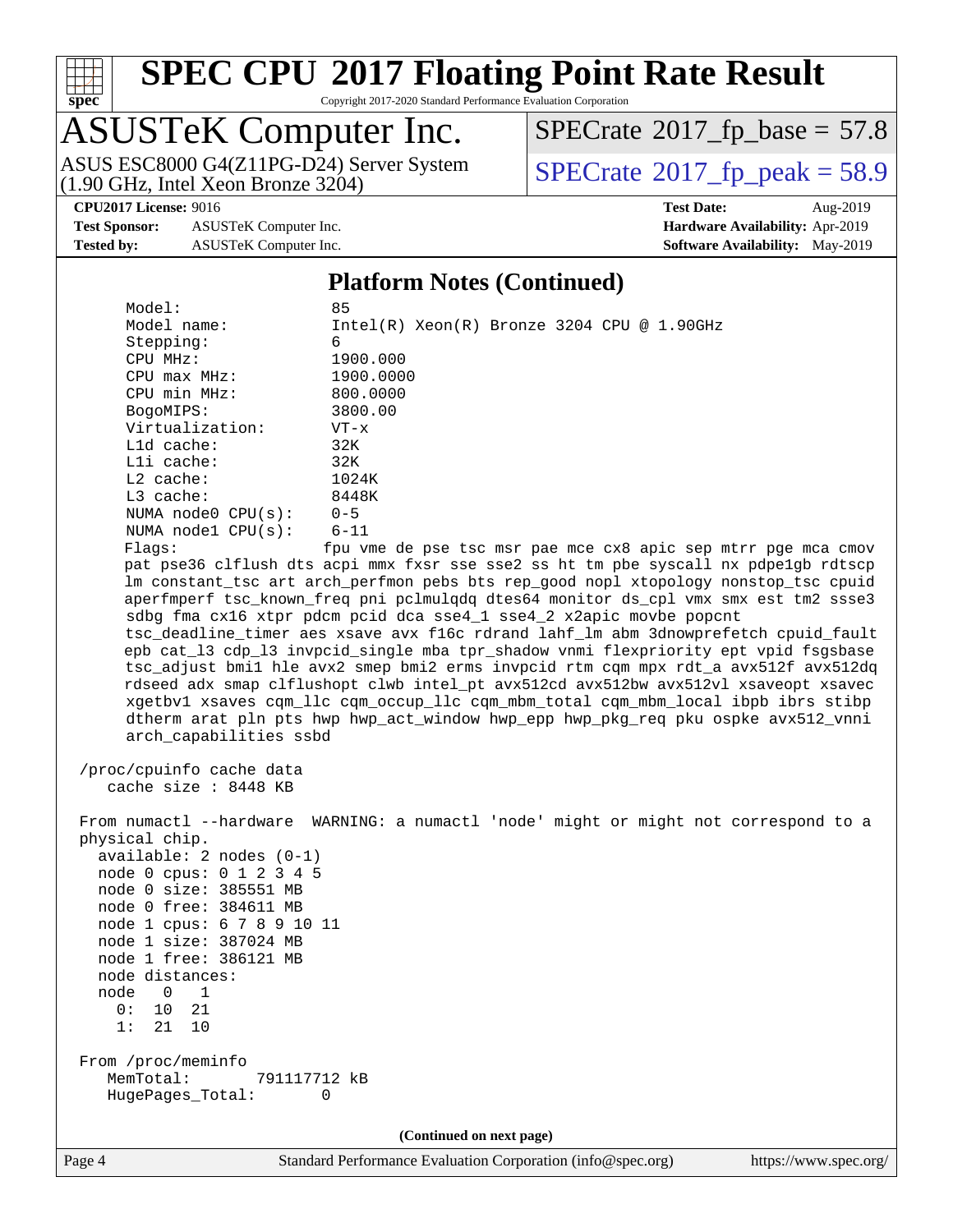## Platform Notes (Continued)

```
     Model:                 85
     Model name:            Intel(R) Xeon(R) Bronze 3204 CPU @ 1.90GHz
     Stepping:              6
     CPU MHz:               1900.000
     CPU max MHz:           1900.0000
     CPU min MHz:           800.0000
     BogoMIPS:              3800.00
     Virtualization:        VT-x
     L1d cache:             32K
     L1i cache:             32K
     L2 cache:              1024K
     L3 cache:              8448K
     NUMA node0 CPU(s):     0-5
     NUMA node1 CPU(s):     6-11
     Flags:                 fpu vme de pse tsc msr pae mce cx8 apic sep mtrr pge mca cmov
     pat pse36 clflush dts acpi mmx fxsr sse sse2 ss ht tm pbe syscall nx pdpe1gb rdtscp
     lm constant_tsc art arch_perfmon pebs bts rep_good nopl xtopology nonstop_tsc cpuid
     aperfmperf tsc_known_freq pni pclmulqdq dtes64 monitor ds_cpl vmx smx est tm2 ssse3
     sdbg fma cx16 xtpr pdcm pcid dca sse4_1 sse4_2 x2apic movbe popcnt
     tsc_deadline_timer aes xsave avx f16c rdrand lahf_lm abm 3dnowprefetch cpuid_fault
     epb cat_l3 cdp_l3 invpcid_single mba tpr_shadow vnmi flexpriority ept vpid fsgsbase
     tsc_adjust bmi1 hle avx2 smep bmi2 erms invpcid rtm cqm mpx rdt_a avx512f avx512dq
     rdseed adx smap clflushopt clwb intel_pt avx512cd avx512bw avx512vl xsaveopt xsavec
     xgetbv1 xsaves cqm_llc cqm_occup_llc cqm_mbm_total cqm_mbm_local ibpb ibrs stibp
     dtherm arat pln pts hwp hwp_act_window hwp_epp hwp_pkg_req pku ospke avx512_vnni
     arch_capabilities ssbd

 /proc/cpuinfo cache data
    cache size : 8448 KB

 From numactl --hardware  WARNING: a numactl 'node' might or might not correspond to a
 physical chip.
   available: 2 nodes (0-1)
   node 0 cpus: 0 1 2 3 4 5
   node 0 size: 385551 MB
   node 0 free: 384611 MB
   node 1 cpus: 6 7 8 9 10 11
   node 1 size: 387024 MB
   node 1 free: 386121 MB
   node distances:
   node   0   1
     0:  10  21
     1:  21  10

 From /proc/meminfo
    MemTotal:       791117712 kB
    HugePages_Total:       0
```

(Continued on next page)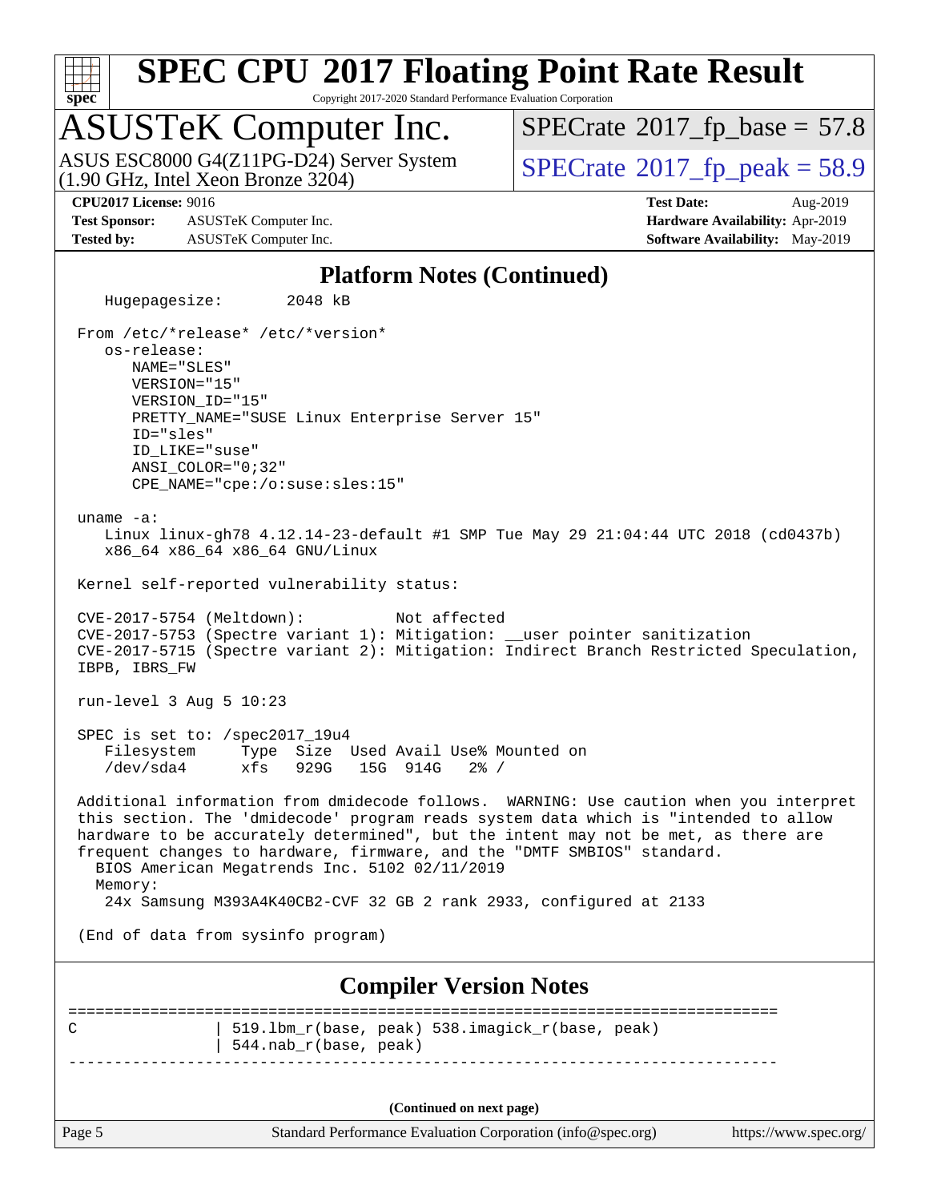# SPEC CPU 2017 Floating Point Rate Result

Copyright 2017-2020 Standard Performance Evaluation Corporation

## ASUSTeK Computer Inc.

ASUS ESC8000 G4(Z11PG-D24) Server System (1.90 GHz, Intel Xeon Bronze 3204)

SPECrate 2017_fp_base = 57.8

SPECrate 2017_fp_peak = 58.9

**CPU2017 License:** 9016
**Test Sponsor:** ASUSTeK Computer Inc.
**Tested by:** ASUSTeK Computer Inc.

**Test Date:** Aug-2019
**Hardware Availability:** Apr-2019
**Software Availability:** May-2019

### Platform Notes (Continued)

```
   Hugepagesize:         2048 kB

 From /etc/*release* /etc/*version*
    os-release:
       NAME="SLES"
       VERSION="15"
       VERSION_ID="15"
       PRETTY_NAME="SUSE Linux Enterprise Server 15"
       ID="sles"
       ID_LIKE="suse"
       ANSI_COLOR="0;32"
       CPE_NAME="cpe:/o:suse:sles:15"

 uname -a:
    Linux linux-gh78 4.12.14-23-default #1 SMP Tue May 29 21:04:44 UTC 2018 (cd0437b)
    x86_64 x86_64 x86_64 GNU/Linux

 Kernel self-reported vulnerability status:

 CVE-2017-5754 (Meltdown):          Not affected
 CVE-2017-5753 (Spectre variant 1): Mitigation: __user pointer sanitization
 CVE-2017-5715 (Spectre variant 2): Mitigation: Indirect Branch Restricted Speculation,
 IBPB, IBRS_FW

 run-level 3 Aug 5 10:23

 SPEC is set to: /spec2017_19u4
    Filesystem     Type  Size  Used Avail Use% Mounted on
    /dev/sda4      xfs   929G   15G  914G   2% /

 Additional information from dmidecode follows.  WARNING: Use caution when you interpret
 this section. The 'dmidecode' program reads system data which is "intended to allow
 hardware to be accurately determined", but the intent may not be met, as there are
 frequent changes to hardware, firmware, and the "DMTF SMBIOS" standard.
   BIOS American Megatrends Inc. 5102 02/11/2019
   Memory:
    24x Samsung M393A4K40CB2-CVF 32 GB 2 rank 2933, configured at 2133

 (End of data from sysinfo program)
```

### Compiler Version Notes

```
==============================================================================
C               | 519.lbm_r(base, peak) 538.imagick_r(base, peak)
                | 544.nab_r(base, peak)
------------------------------------------------------------------------------
```

(Continued on next page)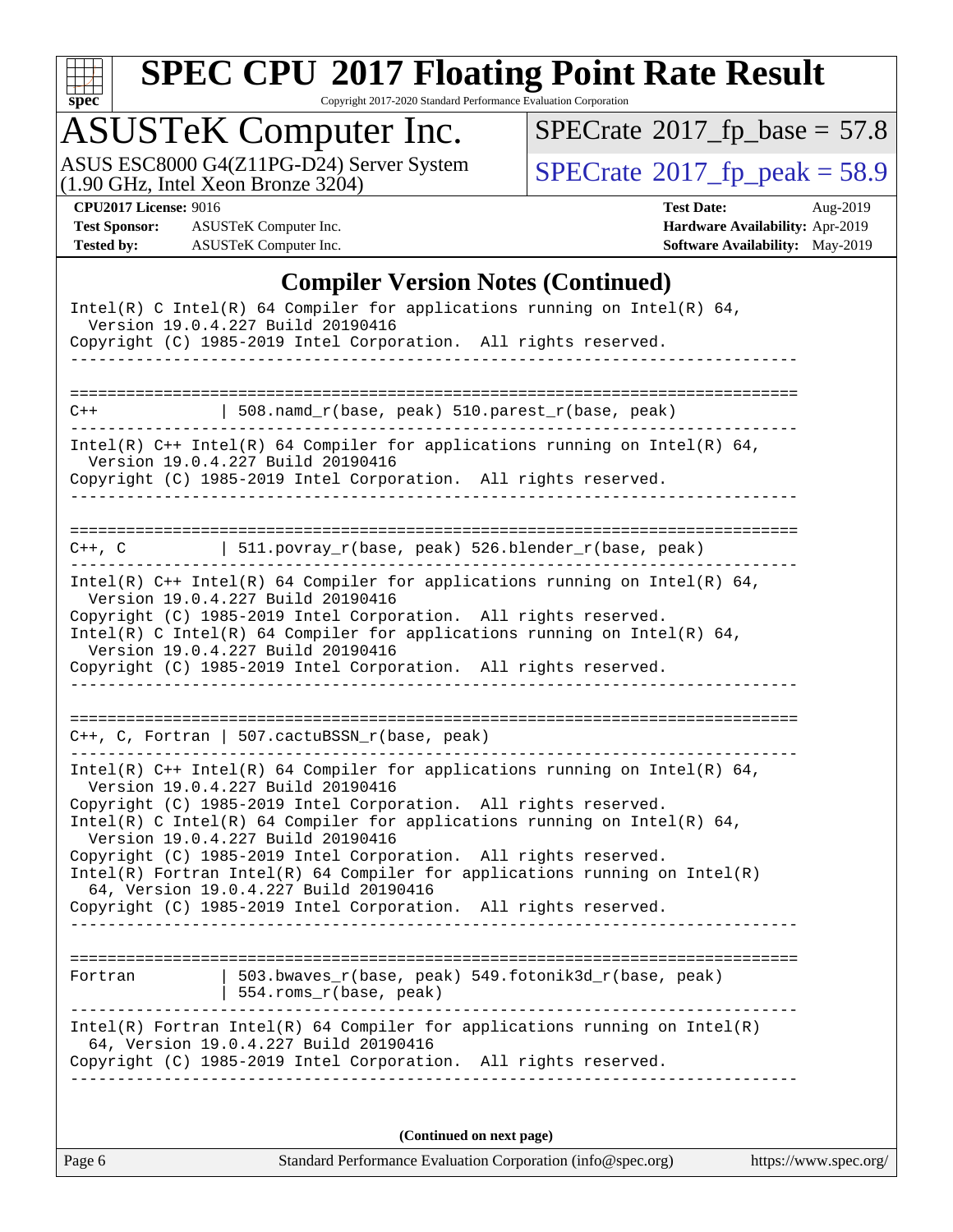# SPEC CPU 2017 Floating Point Rate Result

Copyright 2017-2020 Standard Performance Evaluation Corporation

## ASUSTeK Computer Inc.

ASUS ESC8000 G4(Z11PG-D24) Server System (1.90 GHz, Intel Xeon Bronze 3204)

SPECrate 2017_fp_base = 57.8

SPECrate 2017_fp_peak = 58.9

**CPU2017 License:** 9016
**Test Sponsor:** ASUSTeK Computer Inc.
**Tested by:** ASUSTeK Computer Inc.

**Test Date:** Aug-2019
**Hardware Availability:** Apr-2019
**Software Availability:** May-2019

### Compiler Version Notes (Continued)

```
Intel(R) C Intel(R) 64 Compiler for applications running on Intel(R) 64,
  Version 19.0.4.227 Build 20190416
Copyright (C) 1985-2019 Intel Corporation.  All rights reserved.
------------------------------------------------------------------------------

==============================================================================
C++             | 508.namd_r(base, peak) 510.parest_r(base, peak)
------------------------------------------------------------------------------
Intel(R) C++ Intel(R) 64 Compiler for applications running on Intel(R) 64,
  Version 19.0.4.227 Build 20190416
Copyright (C) 1985-2019 Intel Corporation.  All rights reserved.
------------------------------------------------------------------------------

==============================================================================
C++, C          | 511.povray_r(base, peak) 526.blender_r(base, peak)
------------------------------------------------------------------------------
Intel(R) C++ Intel(R) 64 Compiler for applications running on Intel(R) 64,
  Version 19.0.4.227 Build 20190416
Copyright (C) 1985-2019 Intel Corporation.  All rights reserved.
Intel(R) C Intel(R) 64 Compiler for applications running on Intel(R) 64,
  Version 19.0.4.227 Build 20190416
Copyright (C) 1985-2019 Intel Corporation.  All rights reserved.
------------------------------------------------------------------------------

==============================================================================
C++, C, Fortran | 507.cactuBSSN_r(base, peak)
------------------------------------------------------------------------------
Intel(R) C++ Intel(R) 64 Compiler for applications running on Intel(R) 64,
  Version 19.0.4.227 Build 20190416
Copyright (C) 1985-2019 Intel Corporation.  All rights reserved.
Intel(R) C Intel(R) 64 Compiler for applications running on Intel(R) 64,
  Version 19.0.4.227 Build 20190416
Copyright (C) 1985-2019 Intel Corporation.  All rights reserved.
Intel(R) Fortran Intel(R) 64 Compiler for applications running on Intel(R)
  64, Version 19.0.4.227 Build 20190416
Copyright (C) 1985-2019 Intel Corporation.  All rights reserved.
------------------------------------------------------------------------------

==============================================================================
Fortran         | 503.bwaves_r(base, peak) 549.fotonik3d_r(base, peak)
                | 554.roms_r(base, peak)
------------------------------------------------------------------------------
Intel(R) Fortran Intel(R) 64 Compiler for applications running on Intel(R)
  64, Version 19.0.4.227 Build 20190416
Copyright (C) 1985-2019 Intel Corporation.  All rights reserved.
------------------------------------------------------------------------------
```

**(Continued on next page)**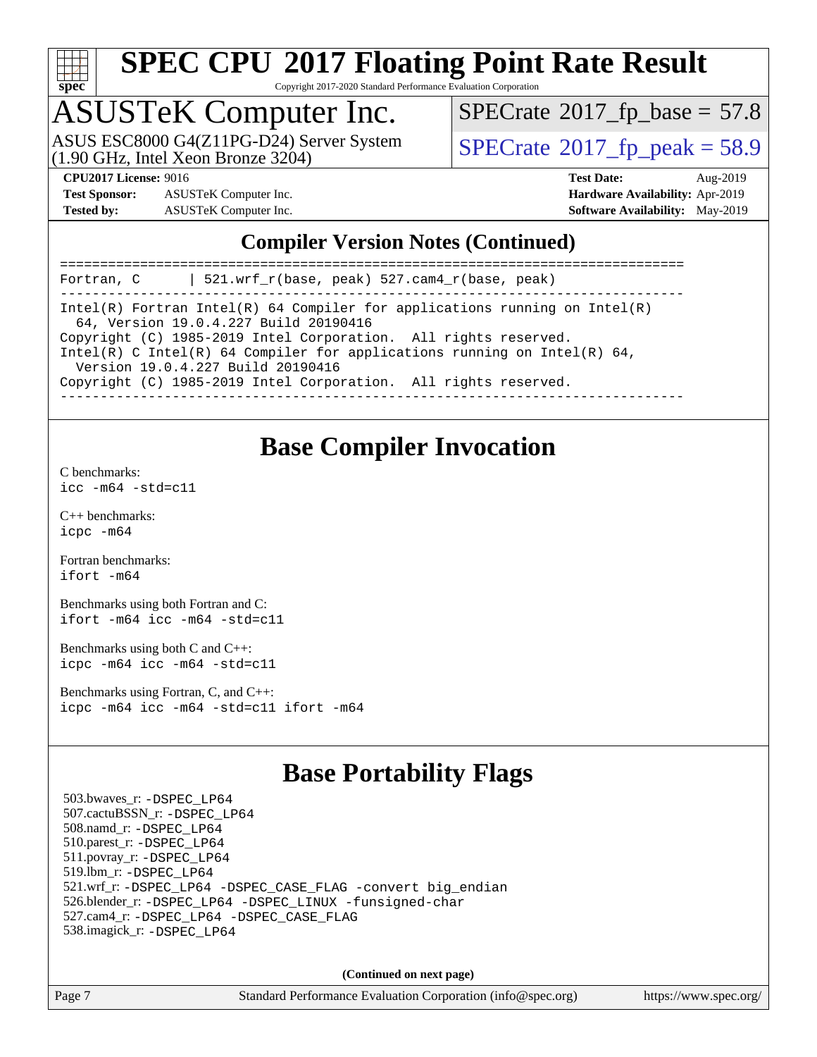# SPEC CPU 2017 Floating Point Rate Result

Copyright 2017-2020 Standard Performance Evaluation Corporation

## ASUSTeK Computer Inc.

ASUS ESC8000 G4(Z11PG-D24) Server System (1.90 GHz, Intel Xeon Bronze 3204)

SPECrate 2017_fp_base = 57.8

SPECrate 2017_fp_peak = 58.9

**CPU2017 License:** 9016
**Test Sponsor:** ASUSTeK Computer Inc.
**Tested by:** ASUSTeK Computer Inc.

**Test Date:** Aug-2019
**Hardware Availability:** Apr-2019
**Software Availability:** May-2019

## Compiler Version Notes (Continued)

```
==============================================================================
Fortran, C      | 521.wrf_r(base, peak) 527.cam4_r(base, peak)
------------------------------------------------------------------------------
Intel(R) Fortran Intel(R) 64 Compiler for applications running on Intel(R)
  64, Version 19.0.4.227 Build 20190416
Copyright (C) 1985-2019 Intel Corporation.  All rights reserved.
Intel(R) C Intel(R) 64 Compiler for applications running on Intel(R) 64,
  Version 19.0.4.227 Build 20190416
Copyright (C) 1985-2019 Intel Corporation.  All rights reserved.
------------------------------------------------------------------------------
```

## Base Compiler Invocation

C benchmarks:
`icc -m64 -std=c11`

C++ benchmarks:
`icpc -m64`

Fortran benchmarks:
`ifort -m64`

Benchmarks using both Fortran and C:
`ifort -m64 icc -m64 -std=c11`

Benchmarks using both C and C++:
`icpc -m64 icc -m64 -std=c11`

Benchmarks using Fortran, C, and C++:
`icpc -m64 icc -m64 -std=c11 ifort -m64`

## Base Portability Flags

503.bwaves_r: `-DSPEC_LP64`
507.cactuBSSN_r: `-DSPEC_LP64`
508.namd_r: `-DSPEC_LP64`
510.parest_r: `-DSPEC_LP64`
511.povray_r: `-DSPEC_LP64`
519.lbm_r: `-DSPEC_LP64`
521.wrf_r: `-DSPEC_LP64 -DSPEC_CASE_FLAG -convert big_endian`
526.blender_r: `-DSPEC_LP64 -DSPEC_LINUX -funsigned-char`
527.cam4_r: `-DSPEC_LP64 -DSPEC_CASE_FLAG`
538.imagick_r: `-DSPEC_LP64`

**(Continued on next page)**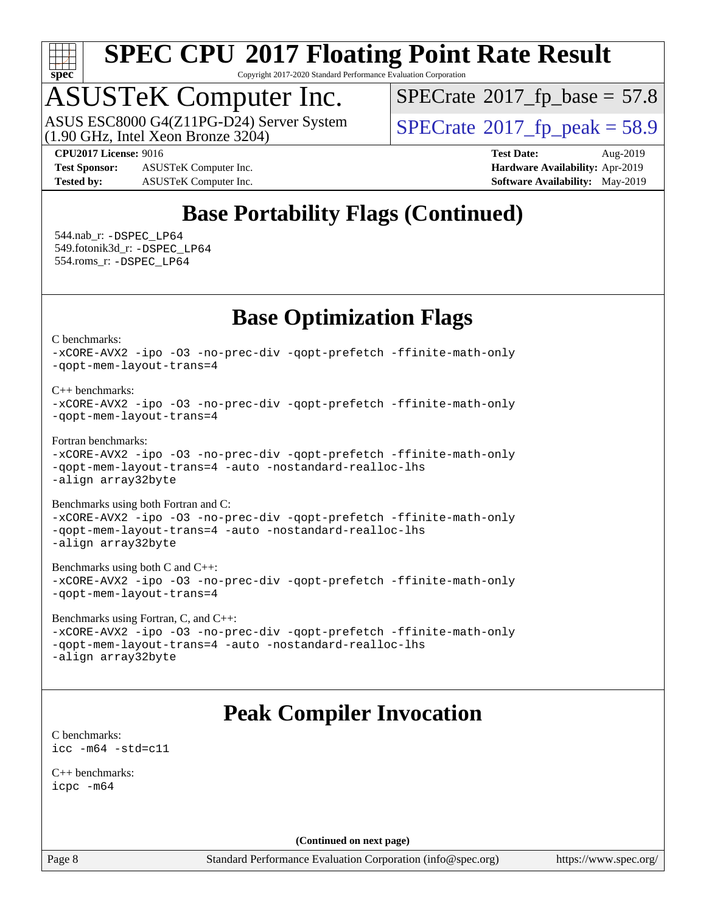# SPEC CPU 2017 Floating Point Rate Result

Copyright 2017-2020 Standard Performance Evaluation Corporation

## ASUSTeK Computer Inc.

ASUS ESC8000 G4(Z11PG-D24) Server System (1.90 GHz, Intel Xeon Bronze 3204)

SPECrate 2017_fp_base = 57.8

SPECrate 2017_fp_peak = 58.9

**CPU2017 License:** 9016
**Test Sponsor:** ASUSTeK Computer Inc.
**Tested by:** ASUSTeK Computer Inc.
**Test Date:** Aug-2019
**Hardware Availability:** Apr-2019
**Software Availability:** May-2019

## Base Portability Flags (Continued)

544.nab_r: -DSPEC_LP64
549.fotonik3d_r: -DSPEC_LP64
554.roms_r: -DSPEC_LP64

## Base Optimization Flags

C benchmarks:
```
-xCORE-AVX2 -ipo -O3 -no-prec-div -qopt-prefetch -ffinite-math-only
-qopt-mem-layout-trans=4
```

C++ benchmarks:
```
-xCORE-AVX2 -ipo -O3 -no-prec-div -qopt-prefetch -ffinite-math-only
-qopt-mem-layout-trans=4
```

Fortran benchmarks:
```
-xCORE-AVX2 -ipo -O3 -no-prec-div -qopt-prefetch -ffinite-math-only
-qopt-mem-layout-trans=4 -auto -nostandard-realloc-lhs
-align array32byte
```

Benchmarks using both Fortran and C:
```
-xCORE-AVX2 -ipo -O3 -no-prec-div -qopt-prefetch -ffinite-math-only
-qopt-mem-layout-trans=4 -auto -nostandard-realloc-lhs
-align array32byte
```

Benchmarks using both C and C++:
```
-xCORE-AVX2 -ipo -O3 -no-prec-div -qopt-prefetch -ffinite-math-only
-qopt-mem-layout-trans=4
```

Benchmarks using Fortran, C, and C++:
```
-xCORE-AVX2 -ipo -O3 -no-prec-div -qopt-prefetch -ffinite-math-only
-qopt-mem-layout-trans=4 -auto -nostandard-realloc-lhs
-align array32byte
```

## Peak Compiler Invocation

C benchmarks:
```
icc -m64 -std=c11
```

C++ benchmarks:
```
icpc -m64
```

(Continued on next page)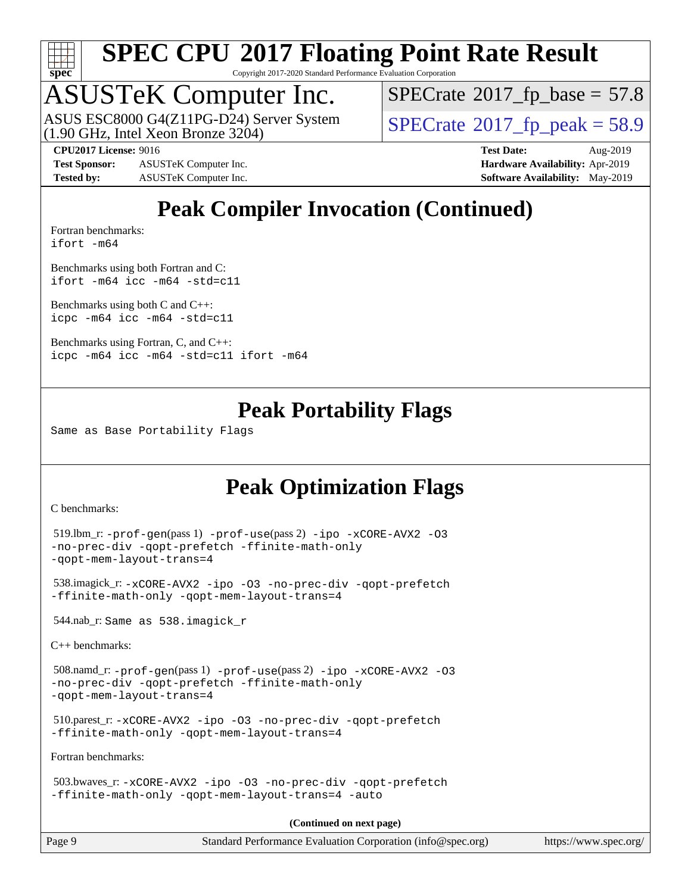# Peak Compiler Invocation (Continued)

Fortran benchmarks:
```
ifort -m64
```

Benchmarks using both Fortran and C:
```
ifort -m64 icc -m64 -std=c11
```

Benchmarks using both C and C++:
```
icpc -m64 icc -m64 -std=c11
```

Benchmarks using Fortran, C, and C++:
```
icpc -m64 icc -m64 -std=c11 ifort -m64
```

# Peak Portability Flags

Same as Base Portability Flags

# Peak Optimization Flags

C benchmarks:

519.lbm_r: -prof-gen(pass 1) -prof-use(pass 2) -ipo -xCORE-AVX2 -O3 -no-prec-div -qopt-prefetch -ffinite-math-only -qopt-mem-layout-trans=4

538.imagick_r: -xCORE-AVX2 -ipo -O3 -no-prec-div -qopt-prefetch -ffinite-math-only -qopt-mem-layout-trans=4

544.nab_r: Same as 538.imagick_r

C++ benchmarks:

508.namd_r: -prof-gen(pass 1) -prof-use(pass 2) -ipo -xCORE-AVX2 -O3 -no-prec-div -qopt-prefetch -ffinite-math-only -qopt-mem-layout-trans=4

510.parest_r: -xCORE-AVX2 -ipo -O3 -no-prec-div -qopt-prefetch -ffinite-math-only -qopt-mem-layout-trans=4

Fortran benchmarks:

503.bwaves_r: -xCORE-AVX2 -ipo -O3 -no-prec-div -qopt-prefetch -ffinite-math-only -qopt-mem-layout-trans=4 -auto

**(Continued on next page)**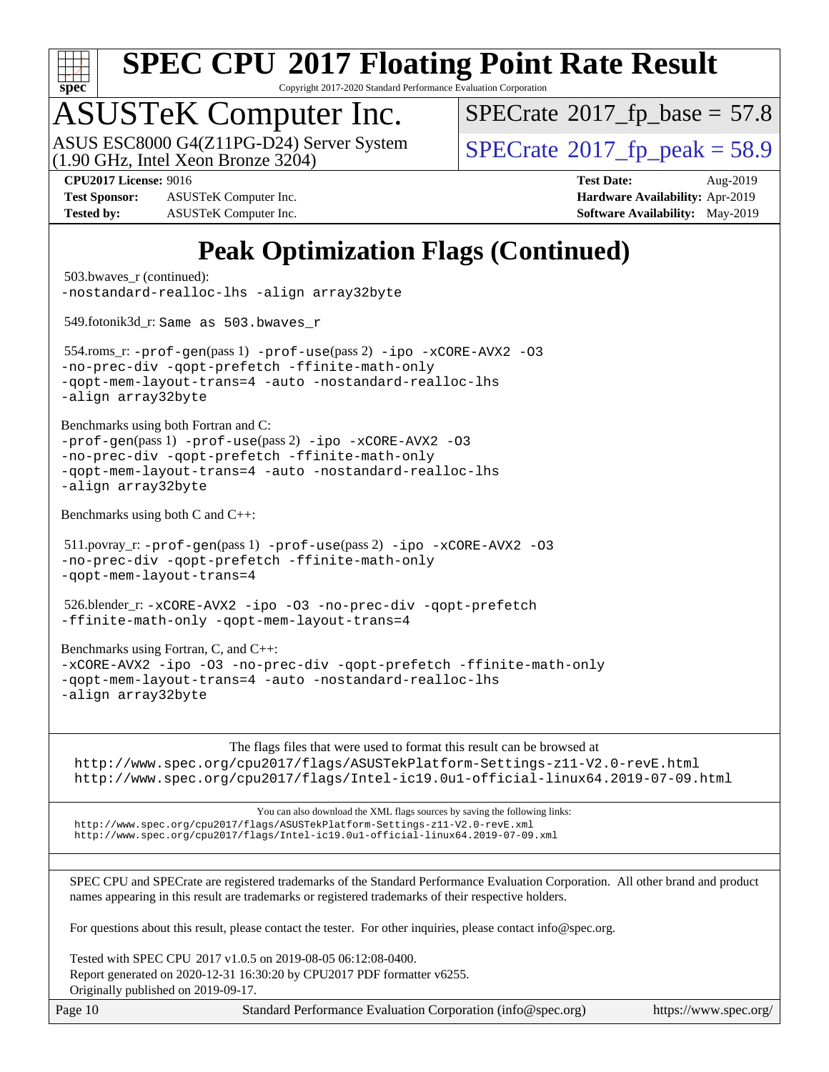# Peak Optimization Flags (Continued)

503.bwaves_r (continued):
-nostandard-realloc-lhs -align array32byte

549.fotonik3d_r: Same as 503.bwaves_r

554.roms_r: -prof-gen(pass 1) -prof-use(pass 2) -ipo -xCORE-AVX2 -O3 -no-prec-div -qopt-prefetch -ffinite-math-only -qopt-mem-layout-trans=4 -auto -nostandard-realloc-lhs -align array32byte

Benchmarks using both Fortran and C:
-prof-gen(pass 1) -prof-use(pass 2) -ipo -xCORE-AVX2 -O3 -no-prec-div -qopt-prefetch -ffinite-math-only -qopt-mem-layout-trans=4 -auto -nostandard-realloc-lhs -align array32byte

Benchmarks using both C and C++:

511.povray_r: -prof-gen(pass 1) -prof-use(pass 2) -ipo -xCORE-AVX2 -O3 -no-prec-div -qopt-prefetch -ffinite-math-only -qopt-mem-layout-trans=4

526.blender_r: -xCORE-AVX2 -ipo -O3 -no-prec-div -qopt-prefetch -ffinite-math-only -qopt-mem-layout-trans=4

Benchmarks using Fortran, C, and C++:
-xCORE-AVX2 -ipo -O3 -no-prec-div -qopt-prefetch -ffinite-math-only -qopt-mem-layout-trans=4 -auto -nostandard-realloc-lhs -align array32byte

The flags files that were used to format this result can be browsed at
http://www.spec.org/cpu2017/flags/ASUSTekPlatform-Settings-z11-V2.0-revE.html
http://www.spec.org/cpu2017/flags/Intel-ic19.0u1-official-linux64.2019-07-09.html

You can also download the XML flags sources by saving the following links:
http://www.spec.org/cpu2017/flags/ASUSTekPlatform-Settings-z11-V2.0-revE.xml
http://www.spec.org/cpu2017/flags/Intel-ic19.0u1-official-linux64.2019-07-09.xml

SPEC CPU and SPECrate are registered trademarks of the Standard Performance Evaluation Corporation. All other brand and product names appearing in this result are trademarks or registered trademarks of their respective holders.

For questions about this result, please contact the tester. For other inquiries, please contact info@spec.org.

Tested with SPEC CPU 2017 v1.0.5 on 2019-08-05 06:12:08-0400.
Report generated on 2020-12-31 16:30:20 by CPU2017 PDF formatter v6255.
Originally published on 2019-09-17.